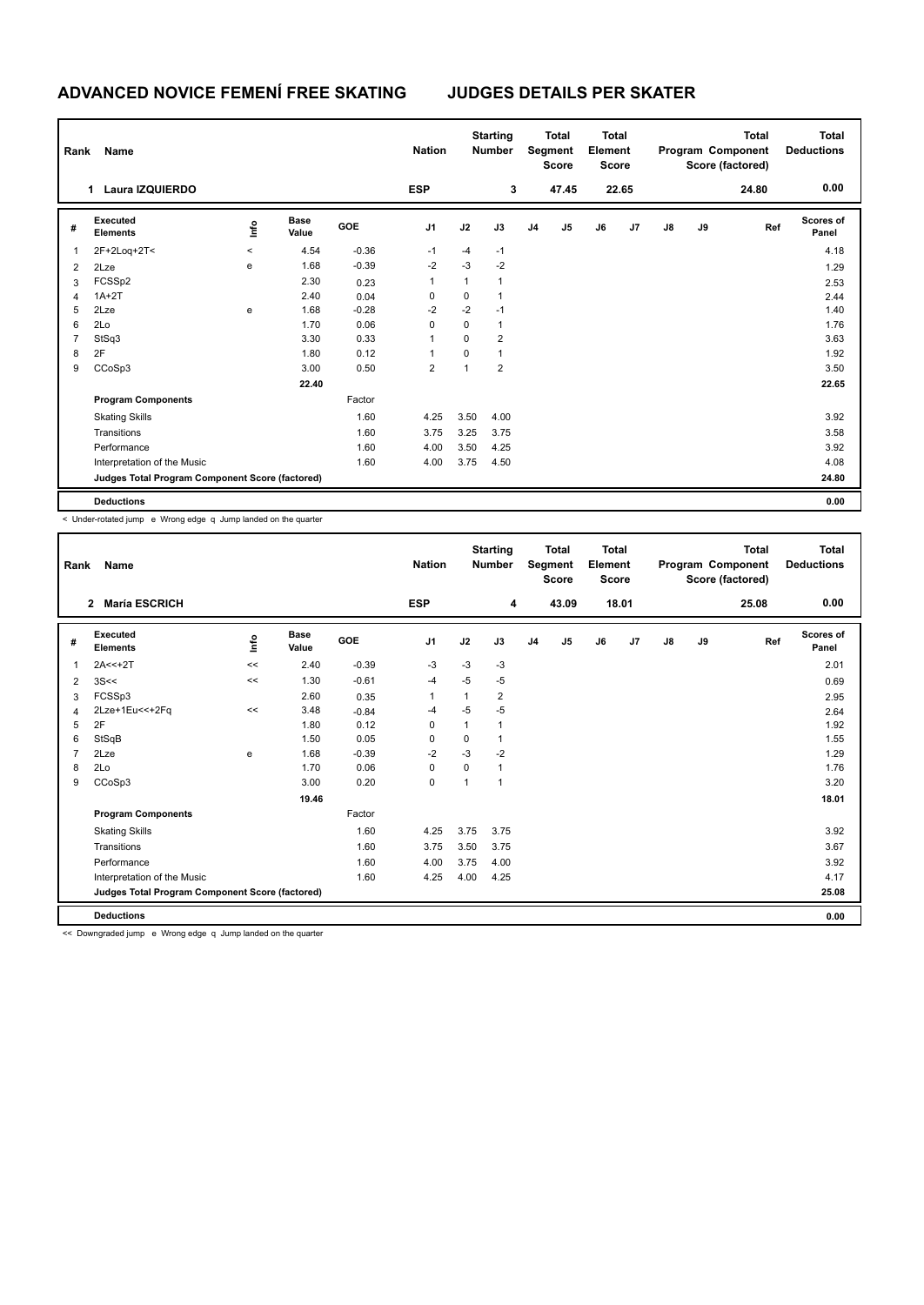# ADVANCED NOVICE FEMENÍ FREE SKATING JUDGES DETAILS PER SKATER

| Rank | Name | Nation | Starting Number | Total Segment Score | Total Element Score | Total Program Component Score (factored) | Total Deductions |
|---|---|---|---|---|---|---|---|
| 1 | Laura IZQUIERDO | ESP | 3 | 47.45 | 22.65 | 24.80 | 0.00 |

| # | Executed Elements | Info | Base Value | GOE | J1 | J2 | J3 | J4 | J5 | J6 | J7 | J8 | J9 | Ref | Scores of Panel |
|---|---|---|---|---|---|---|---|---|---|---|---|---|---|---|---|
| 1 | 2F+2Loq+2T< | < | 4.54 | -0.36 | -1 | -4 | -1 | | | | | | | | 4.18 |
| 2 | 2Lze | e | 1.68 | -0.39 | -2 | -3 | -2 | | | | | | | | 1.29 |
| 3 | FCSSp2 | | 2.30 | 0.23 | 1 | 1 | 1 | | | | | | | | 2.53 |
| 4 | 1A+2T | | 2.40 | 0.04 | 0 | 0 | 1 | | | | | | | | 2.44 |
| 5 | 2Lze | e | 1.68 | -0.28 | -2 | -2 | -1 | | | | | | | | 1.40 |
| 6 | 2Lo | | 1.70 | 0.06 | 0 | 0 | 1 | | | | | | | | 1.76 |
| 7 | StSq3 | | 3.30 | 0.33 | 1 | 0 | 2 | | | | | | | | 3.63 |
| 8 | 2F | | 1.80 | 0.12 | 1 | 0 | 1 | | | | | | | | 1.92 |
| 9 | CCoSp3 | | 3.00 | 0.50 | 2 | 1 | 2 | | | | | | | | 3.50 |
| | | | 22.40 | | | | | | | | | | | | 22.65 |
| | **Program Components** | | | Factor | | | | | | | | | | | |
| | Skating Skills | | | 1.60 | 4.25 | 3.50 | 4.00 | | | | | | | | 3.92 |
| | Transitions | | | 1.60 | 3.75 | 3.25 | 3.75 | | | | | | | | 3.58 |
| | Performance | | | 1.60 | 4.00 | 3.50 | 4.25 | | | | | | | | 3.92 |
| | Interpretation of the Music | | | 1.60 | 4.00 | 3.75 | 4.50 | | | | | | | | 4.08 |
| | **Judges Total Program Component Score (factored)** | | | | | | | | | | | | | | 24.80 |
| | **Deductions** | | | | | | | | | | | | | | 0.00 |

< Under-rotated jump e Wrong edge q Jump landed on the quarter

| Rank | Name | Nation | Starting Number | Total Segment Score | Total Element Score | Total Program Component Score (factored) | Total Deductions |
|---|---|---|---|---|---|---|---|
| 2 | María ESCRICH | ESP | 4 | 43.09 | 18.01 | 25.08 | 0.00 |

| # | Executed Elements | Info | Base Value | GOE | J1 | J2 | J3 | J4 | J5 | J6 | J7 | J8 | J9 | Ref | Scores of Panel |
|---|---|---|---|---|---|---|---|---|---|---|---|---|---|---|---|
| 1 | 2A<<+2T | << | 2.40 | -0.39 | -3 | -3 | -3 | | | | | | | | 2.01 |
| 2 | 3S<< | << | 1.30 | -0.61 | -4 | -5 | -5 | | | | | | | | 0.69 |
| 3 | FCSSp3 | | 2.60 | 0.35 | 1 | 1 | 2 | | | | | | | | 2.95 |
| 4 | 2Lze+1Eu<<+2Fq | << | 3.48 | -0.84 | -4 | -5 | -5 | | | | | | | | 2.64 |
| 5 | 2F | | 1.80 | 0.12 | 0 | 1 | 1 | | | | | | | | 1.92 |
| 6 | StSqB | | 1.50 | 0.05 | 0 | 0 | 1 | | | | | | | | 1.55 |
| 7 | 2Lze | e | 1.68 | -0.39 | -2 | -3 | -2 | | | | | | | | 1.29 |
| 8 | 2Lo | | 1.70 | 0.06 | 0 | 0 | 1 | | | | | | | | 1.76 |
| 9 | CCoSp3 | | 3.00 | 0.20 | 0 | 1 | 1 | | | | | | | | 3.20 |
| | | | 19.46 | | | | | | | | | | | | 18.01 |
| | **Program Components** | | | Factor | | | | | | | | | | | |
| | Skating Skills | | | 1.60 | 4.25 | 3.75 | 3.75 | | | | | | | | 3.92 |
| | Transitions | | | 1.60 | 3.75 | 3.50 | 3.75 | | | | | | | | 3.67 |
| | Performance | | | 1.60 | 4.00 | 3.75 | 4.00 | | | | | | | | 3.92 |
| | Interpretation of the Music | | | 1.60 | 4.25 | 4.00 | 4.25 | | | | | | | | 4.17 |
| | **Judges Total Program Component Score (factored)** | | | | | | | | | | | | | | 25.08 |
| | **Deductions** | | | | | | | | | | | | | | 0.00 |

<< Downgraded jump e Wrong edge q Jump landed on the quarter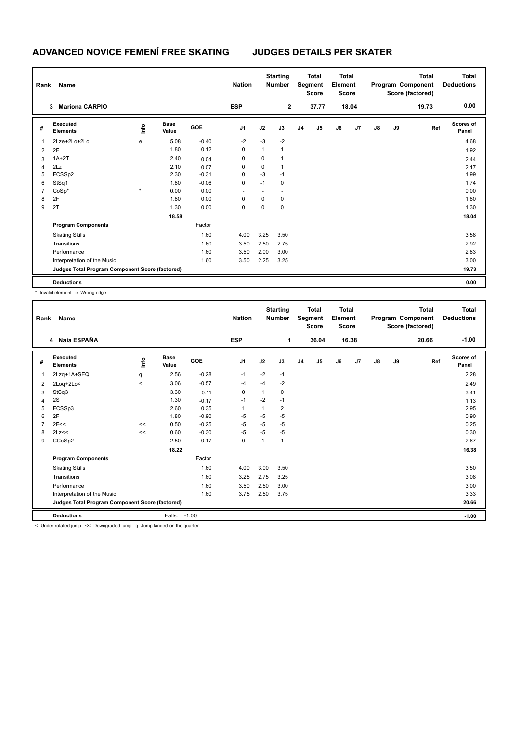# ADVANCED NOVICE FEMENÍ FREE SKATING JUDGES DETAILS PER SKATER

| Rank | Name | Nation | Starting Number | Total Segment Score | Total Element Score | Total Program Component Score (factored) | Total Deductions |
|---|---|---|---|---|---|---|---|
| 3 | Mariona CARPIO | ESP | 2 | 37.77 | 18.04 | 19.73 | 0.00 |

| # | Executed Elements | Info | Base Value | GOE | J1 | J2 | J3 | J4 | J5 | J6 | J7 | J8 | J9 | Ref | Scores of Panel |
|---|---|---|---|---|---|---|---|---|---|---|---|---|---|---|---|
| 1 | 2Lze+2Lo+2Lo | e | 5.08 | -0.40 | -2 | -3 | -2 | | | | | | | | 4.68 |
| 2 | 2F | | 1.80 | 0.12 | 0 | 1 | 1 | | | | | | | | 1.92 |
| 3 | 1A+2T | | 2.40 | 0.04 | 0 | 0 | 1 | | | | | | | | 2.44 |
| 4 | 2Lz | | 2.10 | 0.07 | 0 | 0 | 1 | | | | | | | | 2.17 |
| 5 | FCSSp2 | | 2.30 | -0.31 | 0 | -3 | -1 | | | | | | | | 1.99 |
| 6 | StSq1 | | 1.80 | -0.06 | 0 | -1 | 0 | | | | | | | | 1.74 |
| 7 | CoSp* | * | 0.00 | 0.00 | - | - | - | | | | | | | | 0.00 |
| 8 | 2F | | 1.80 | 0.00 | 0 | 0 | 0 | | | | | | | | 1.80 |
| 9 | 2T | | 1.30 | 0.00 | 0 | 0 | 0 | | | | | | | | 1.30 |
| | | | 18.58 | | | | | | | | | | | | 18.04 |
| | **Program Components** | | | Factor | | | | | | | | | | | |
| | Skating Skills | | | 1.60 | 4.00 | 3.25 | 3.50 | | | | | | | | 3.58 |
| | Transitions | | | 1.60 | 3.50 | 2.50 | 2.75 | | | | | | | | 2.92 |
| | Performance | | | 1.60 | 3.50 | 2.00 | 3.00 | | | | | | | | 2.83 |
| | Interpretation of the Music | | | 1.60 | 3.50 | 2.25 | 3.25 | | | | | | | | 3.00 |
| | **Judges Total Program Component Score (factored)** | | | | | | | | | | | | | | 19.73 |
| | **Deductions** | | | | | | | | | | | | | | 0.00 |

\* Invalid element e Wrong edge

| Rank | Name | Nation | Starting Number | Total Segment Score | Total Element Score | Total Program Component Score (factored) | Total Deductions |
|---|---|---|---|---|---|---|---|
| 4 | Naia ESPAÑA | ESP | 1 | 36.04 | 16.38 | 20.66 | -1.00 |

| # | Executed Elements | Info | Base Value | GOE | J1 | J2 | J3 | J4 | J5 | J6 | J7 | J8 | J9 | Ref | Scores of Panel |
|---|---|---|---|---|---|---|---|---|---|---|---|---|---|---|---|
| 1 | 2Lzq+1A+SEQ | q | 2.56 | -0.28 | -1 | -2 | -1 | | | | | | | | 2.28 |
| 2 | 2Loq+2Lo< | < | 3.06 | -0.57 | -4 | -4 | -2 | | | | | | | | 2.49 |
| 3 | StSq3 | | 3.30 | 0.11 | 0 | 1 | 0 | | | | | | | | 3.41 |
| 4 | 2S | | 1.30 | -0.17 | -1 | -2 | -1 | | | | | | | | 1.13 |
| 5 | FCSSp3 | | 2.60 | 0.35 | 1 | 1 | 2 | | | | | | | | 2.95 |
| 6 | 2F | | 1.80 | -0.90 | -5 | -5 | -5 | | | | | | | | 0.90 |
| 7 | 2F<< | << | 0.50 | -0.25 | -5 | -5 | -5 | | | | | | | | 0.25 |
| 8 | 2Lz<< | << | 0.60 | -0.30 | -5 | -5 | -5 | | | | | | | | 0.30 |
| 9 | CCoSp2 | | 2.50 | 0.17 | 0 | 1 | 1 | | | | | | | | 2.67 |
| | | | 18.22 | | | | | | | | | | | | 16.38 |
| | **Program Components** | | | Factor | | | | | | | | | | | |
| | Skating Skills | | | 1.60 | 4.00 | 3.00 | 3.50 | | | | | | | | 3.50 |
| | Transitions | | | 1.60 | 3.25 | 2.75 | 3.25 | | | | | | | | 3.08 |
| | Performance | | | 1.60 | 3.50 | 2.50 | 3.00 | | | | | | | | 3.00 |
| | Interpretation of the Music | | | 1.60 | 3.75 | 2.50 | 3.75 | | | | | | | | 3.33 |
| | **Judges Total Program Component Score (factored)** | | | | | | | | | | | | | | 20.66 |
| | **Deductions** | | Falls: | -1.00 | | | | | | | | | | | -1.00 |

< Under-rotated jump << Downgraded jump q Jump landed on the quarter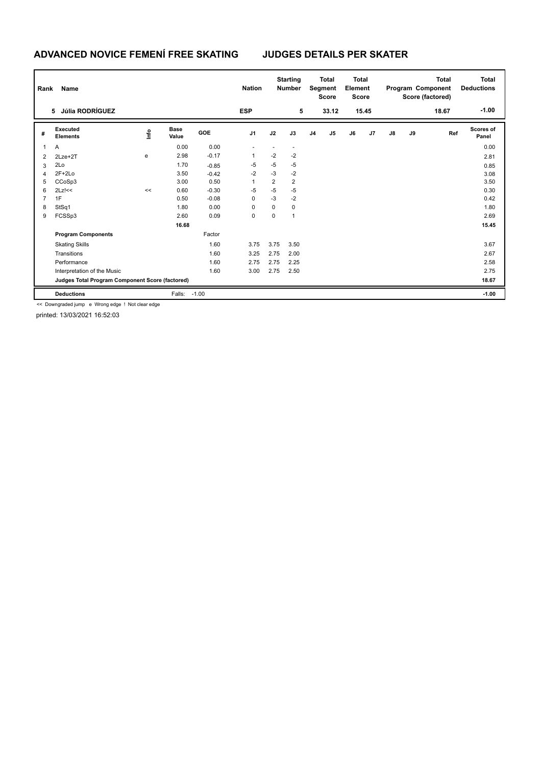# ADVANCED NOVICE FEMENÍ FREE SKATING JUDGES DETAILS PER SKATER

| Rank | Name | Nation | Starting Number | Total Segment Score | Total Element Score | Total Program Component Score (factored) | Total Deductions |
|---|---|---|---|---|---|---|---|
| 5 | Júlia RODRÍGUEZ | ESP | 5 | 33.12 | 15.45 | 18.67 | -1.00 |

| # | Executed Elements | Info | Base Value | GOE | J1 | J2 | J3 | J4 | J5 | J6 | J7 | J8 | J9 | Ref | Scores of Panel |
|---|---|---|---|---|---|---|---|---|---|---|---|---|---|---|---|
| 1 | A | | 0.00 | 0.00 | - | - | - | | | | | | | | 0.00 |
| 2 | 2Lze+2T | e | 2.98 | -0.17 | 1 | -2 | -2 | | | | | | | | 2.81 |
| 3 | 2Lo | | 1.70 | -0.85 | -5 | -5 | -5 | | | | | | | | 0.85 |
| 4 | 2F+2Lo | | 3.50 | -0.42 | -2 | -3 | -2 | | | | | | | | 3.08 |
| 5 | CCoSp3 | | 3.00 | 0.50 | 1 | 2 | 2 | | | | | | | | 3.50 |
| 6 | 2Lz!<< | << | 0.60 | -0.30 | -5 | -5 | -5 | | | | | | | | 0.30 |
| 7 | 1F | | 0.50 | -0.08 | 0 | -3 | -2 | | | | | | | | 0.42 |
| 8 | StSq1 | | 1.80 | 0.00 | 0 | 0 | 0 | | | | | | | | 1.80 |
| 9 | FCSSp3 | | 2.60 | 0.09 | 0 | 0 | 1 | | | | | | | | 2.69 |
| | | | 16.68 | | | | | | | | | | | | 15.45 |
| | **Program Components** | | | Factor | | | | | | | | | | | |
| | Skating Skills | | | 1.60 | 3.75 | 3.75 | 3.50 | | | | | | | | 3.67 |
| | Transitions | | | 1.60 | 3.25 | 2.75 | 2.00 | | | | | | | | 2.67 |
| | Performance | | | 1.60 | 2.75 | 2.75 | 2.25 | | | | | | | | 2.58 |
| | Interpretation of the Music | | | 1.60 | 3.00 | 2.75 | 2.50 | | | | | | | | 2.75 |
| | **Judges Total Program Component Score (factored)** | | | | | | | | | | | | | | 18.67 |
| | **Deductions** | | Falls: | -1.00 | | | | | | | | | | | -1.00 |

<< Downgraded jump e Wrong edge ! Not clear edge

printed: 13/03/2021 16:52:03